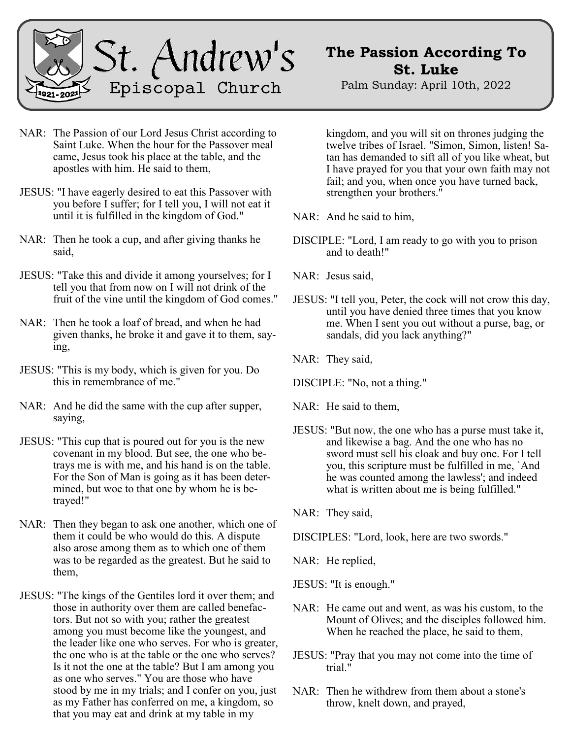# St. Andrew's Episcopal Church

1921-2021

## The Passion According To St. Luke

Palm Sunday: April 10th, 2022

NAR: The Passion of our Lord Jesus Christ according to Saint Luke. When the hour for the Passover meal came, Jesus took his place at the table, and the apostles with him. He said to them,

JESUS: "I have eagerly desired to eat this Passover with you before I suffer; for I tell you, I will not eat it until it is fulfilled in the kingdom of God."

NAR: Then he took a cup, and after giving thanks he said,

JESUS: "Take this and divide it among yourselves; for I tell you that from now on I will not drink of the fruit of the vine until the kingdom of God comes."

NAR: Then he took a loaf of bread, and when he had given thanks, he broke it and gave it to them, saying,

JESUS: "This is my body, which is given for you. Do this in remembrance of me."

NAR: And he did the same with the cup after supper, saying,

JESUS: "This cup that is poured out for you is the new covenant in my blood. But see, the one who betrays me is with me, and his hand is on the table. For the Son of Man is going as it has been determined, but woe to that one by whom he is betrayed!"

NAR: Then they began to ask one another, which one of them it could be who would do this. A dispute also arose among them as to which one of them was to be regarded as the greatest. But he said to them,

JESUS: "The kings of the Gentiles lord it over them; and those in authority over them are called benefactors. But not so with you; rather the greatest among you must become like the youngest, and the leader like one who serves. For who is greater, the one who is at the table or the one who serves? Is it not the one at the table? But I am among you as one who serves." You are those who have stood by me in my trials; and I confer on you, just as my Father has conferred on me, a kingdom, so that you may eat and drink at my table in my kingdom, and you will sit on thrones judging the twelve tribes of Israel. "Simon, Simon, listen! Satan has demanded to sift all of you like wheat, but I have prayed for you that your own faith may not fail; and you, when once you have turned back, strengthen your brothers."

NAR: And he said to him,

DISCIPLE: "Lord, I am ready to go with you to prison and to death!"

NAR: Jesus said,

JESUS: "I tell you, Peter, the cock will not crow this day, until you have denied three times that you know me. When I sent you out without a purse, bag, or sandals, did you lack anything?"

NAR: They said,

DISCIPLE: "No, not a thing."

NAR: He said to them,

JESUS: "But now, the one who has a purse must take it, and likewise a bag. And the one who has no sword must sell his cloak and buy one. For I tell you, this scripture must be fulfilled in me, `And he was counted among the lawless'; and indeed what is written about me is being fulfilled."

NAR: They said,

DISCIPLES: "Lord, look, here are two swords."

NAR: He replied,

JESUS: "It is enough."

NAR: He came out and went, as was his custom, to the Mount of Olives; and the disciples followed him. When he reached the place, he said to them,

JESUS: "Pray that you may not come into the time of trial."

NAR: Then he withdrew from them about a stone's throw, knelt down, and prayed,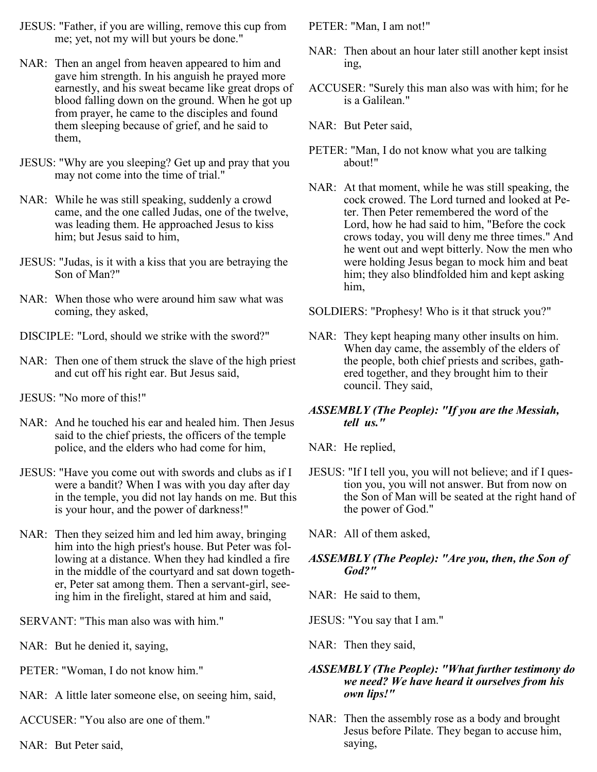JESUS: "Father, if you are willing, remove this cup from me; yet, not my will but yours be done."

NAR: Then an angel from heaven appeared to him and gave him strength. In his anguish he prayed more earnestly, and his sweat became like great drops of blood falling down on the ground. When he got up from prayer, he came to the disciples and found them sleeping because of grief, and he said to them,

JESUS: "Why are you sleeping? Get up and pray that you may not come into the time of trial."

NAR: While he was still speaking, suddenly a crowd came, and the one called Judas, one of the twelve, was leading them. He approached Jesus to kiss him; but Jesus said to him,

JESUS: "Judas, is it with a kiss that you are betraying the Son of Man?"

NAR: When those who were around him saw what was coming, they asked,

DISCIPLE: "Lord, should we strike with the sword?"

NAR: Then one of them struck the slave of the high priest and cut off his right ear. But Jesus said,

JESUS: "No more of this!"

NAR: And he touched his ear and healed him. Then Jesus said to the chief priests, the officers of the temple police, and the elders who had come for him,

JESUS: "Have you come out with swords and clubs as if I were a bandit? When I was with you day after day in the temple, you did not lay hands on me. But this is your hour, and the power of darkness!"

NAR: Then they seized him and led him away, bringing him into the high priest's house. But Peter was following at a distance. When they had kindled a fire in the middle of the courtyard and sat down together, Peter sat among them. Then a servant-girl, seeing him in the firelight, stared at him and said,

SERVANT: "This man also was with him."

NAR: But he denied it, saying,

PETER: "Woman, I do not know him."

NAR: A little later someone else, on seeing him, said,

ACCUSER: "You also are one of them."

NAR: But Peter said,

PETER: "Man, I am not!"

NAR: Then about an hour later still another kept insisting,

ACCUSER: "Surely this man also was with him; for he is a Galilean."

NAR: But Peter said,

PETER: "Man, I do not know what you are talking about!"

NAR: At that moment, while he was still speaking, the cock crowed. The Lord turned and looked at Peter. Then Peter remembered the word of the Lord, how he had said to him, "Before the cock crows today, you will deny me three times." And he went out and wept bitterly. Now the men who were holding Jesus began to mock him and beat him; they also blindfolded him and kept asking him,

SOLDIERS: "Prophesy! Who is it that struck you?"

NAR: They kept heaping many other insults on him. When day came, the assembly of the elders of the people, both chief priests and scribes, gathered together, and they brought him to their council. They said,

***ASSEMBLY (The People): "If you are the Messiah, tell us."***

NAR: He replied,

JESUS: "If I tell you, you will not believe; and if I question you, you will not answer. But from now on the Son of Man will be seated at the right hand of the power of God."

NAR: All of them asked,

***ASSEMBLY (The People): "Are you, then, the Son of God?"***

NAR: He said to them,

JESUS: "You say that I am."

NAR: Then they said,

***ASSEMBLY (The People): "What further testimony do we need? We have heard it ourselves from his own lips!"***

NAR: Then the assembly rose as a body and brought Jesus before Pilate. They began to accuse him, saying,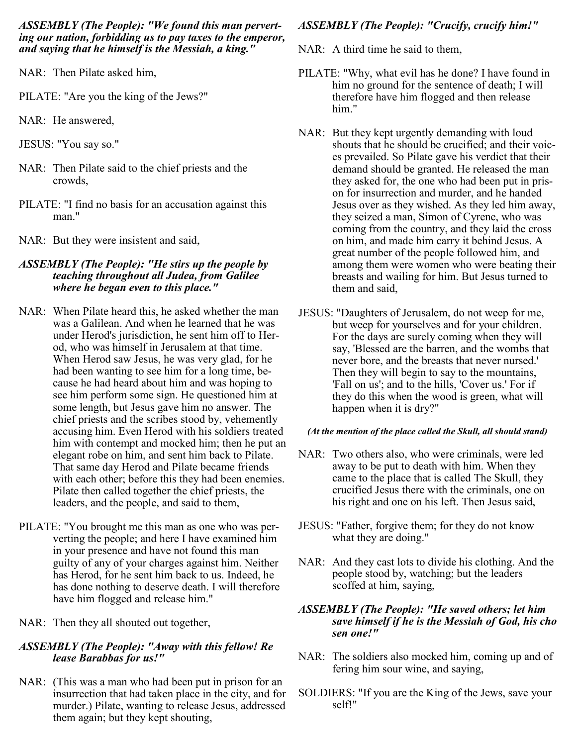***ASSEMBLY (The People): "We found this man perverting our nation, forbidding us to pay taxes to the emperor, and saying that he himself is the Messiah, a king."***

NAR: Then Pilate asked him,

PILATE: "Are you the king of the Jews?"

NAR: He answered,

JESUS: "You say so."

NAR: Then Pilate said to the chief priests and the crowds,

PILATE: "I find no basis for an accusation against this man."

NAR: But they were insistent and said,

***ASSEMBLY (The People): "He stirs up the people by teaching throughout all Judea, from Galilee where he began even to this place."***

NAR: When Pilate heard this, he asked whether the man was a Galilean. And when he learned that he was under Herod's jurisdiction, he sent him off to Herod, who was himself in Jerusalem at that time. When Herod saw Jesus, he was very glad, for he had been wanting to see him for a long time, because he had heard about him and was hoping to see him perform some sign. He questioned him at some length, but Jesus gave him no answer. The chief priests and the scribes stood by, vehemently accusing him. Even Herod with his soldiers treated him with contempt and mocked him; then he put an elegant robe on him, and sent him back to Pilate. That same day Herod and Pilate became friends with each other; before this they had been enemies. Pilate then called together the chief priests, the leaders, and the people, and said to them,

PILATE: "You brought me this man as one who was perverting the people; and here I have examined him in your presence and have not found this man guilty of any of your charges against him. Neither has Herod, for he sent him back to us. Indeed, he has done nothing to deserve death. I will therefore have him flogged and release him."

NAR: Then they all shouted out together,

***ASSEMBLY (The People): "Away with this fellow! Release Barabbas for us!"***

NAR: (This was a man who had been put in prison for an insurrection that had taken place in the city, and for murder.) Pilate, wanting to release Jesus, addressed them again; but they kept shouting,

***ASSEMBLY (The People): "Crucify, crucify him!"***

NAR: A third time he said to them,

PILATE: "Why, what evil has he done? I have found in him no ground for the sentence of death; I will therefore have him flogged and then release him."

NAR: But they kept urgently demanding with loud shouts that he should be crucified; and their voices prevailed. So Pilate gave his verdict that their demand should be granted. He released the man they asked for, the one who had been put in prison for insurrection and murder, and he handed Jesus over as they wished. As they led him away, they seized a man, Simon of Cyrene, who was coming from the country, and they laid the cross on him, and made him carry it behind Jesus. A great number of the people followed him, and among them were women who were beating their breasts and wailing for him. But Jesus turned to them and said,

JESUS: "Daughters of Jerusalem, do not weep for me, but weep for yourselves and for your children. For the days are surely coming when they will say, 'Blessed are the barren, and the wombs that never bore, and the breasts that never nursed.' Then they will begin to say to the mountains, 'Fall on us'; and to the hills, 'Cover us.' For if they do this when the wood is green, what will happen when it is dry?"

***(At the mention of the place called the Skull, all should stand)***

NAR: Two others also, who were criminals, were led away to be put to death with him. When they came to the place that is called The Skull, they crucified Jesus there with the criminals, one on his right and one on his left. Then Jesus said,

JESUS: "Father, forgive them; for they do not know what they are doing."

NAR: And they cast lots to divide his clothing. And the people stood by, watching; but the leaders scoffed at him, saying,

***ASSEMBLY (The People): "He saved others; let him save himself if he is the Messiah of God, his chosen one!"***

NAR: The soldiers also mocked him, coming up and offering him sour wine, and saying,

SOLDIERS: "If you are the King of the Jews, save yourself!"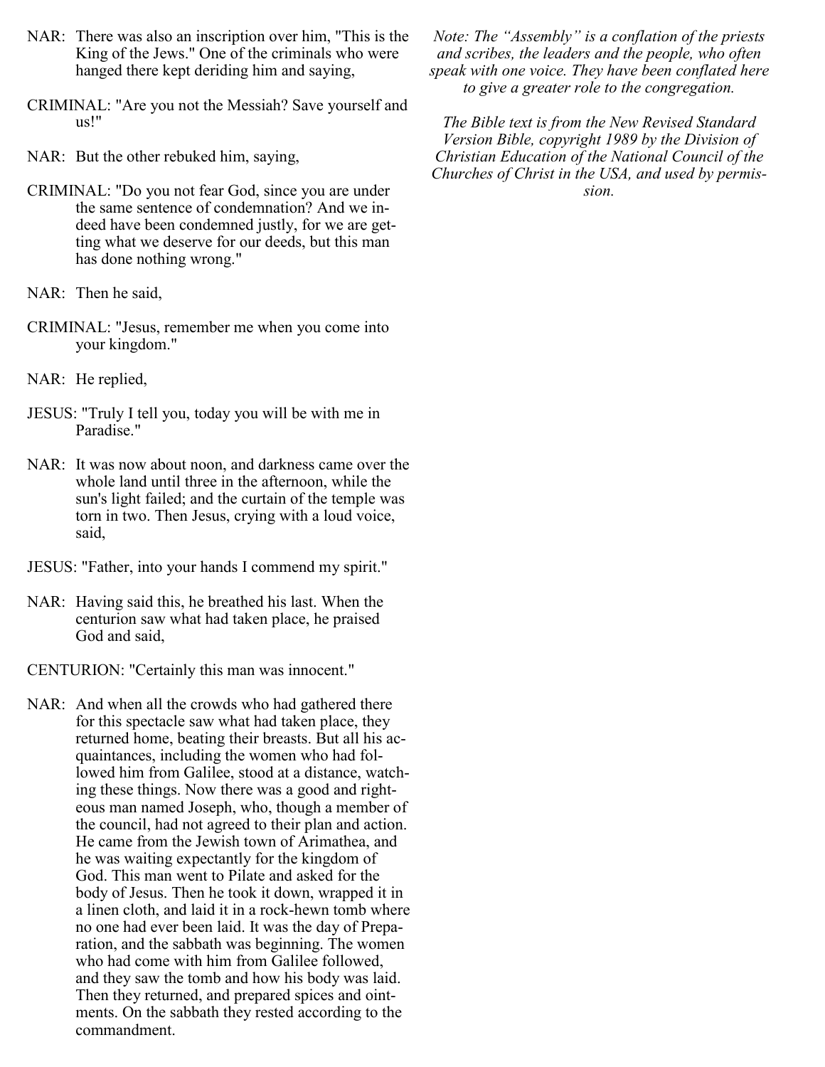NAR: There was also an inscription over him, "This is the King of the Jews." One of the criminals who were hanged there kept deriding him and saying,

CRIMINAL: "Are you not the Messiah? Save yourself and us!"

NAR: But the other rebuked him, saying,

CRIMINAL: "Do you not fear God, since you are under the same sentence of condemnation? And we indeed have been condemned justly, for we are getting what we deserve for our deeds, but this man has done nothing wrong."

NAR: Then he said,

CRIMINAL: "Jesus, remember me when you come into your kingdom."

NAR: He replied,

JESUS: "Truly I tell you, today you will be with me in Paradise."

NAR: It was now about noon, and darkness came over the whole land until three in the afternoon, while the sun's light failed; and the curtain of the temple was torn in two. Then Jesus, crying with a loud voice, said,

JESUS: "Father, into your hands I commend my spirit."

NAR: Having said this, he breathed his last. When the centurion saw what had taken place, he praised God and said,

CENTURION: "Certainly this man was innocent."

NAR: And when all the crowds who had gathered there for this spectacle saw what had taken place, they returned home, beating their breasts. But all his acquaintances, including the women who had followed him from Galilee, stood at a distance, watching these things. Now there was a good and righteous man named Joseph, who, though a member of the council, had not agreed to their plan and action. He came from the Jewish town of Arimathea, and he was waiting expectantly for the kingdom of God. This man went to Pilate and asked for the body of Jesus. Then he took it down, wrapped it in a linen cloth, and laid it in a rock-hewn tomb where no one had ever been laid. It was the day of Preparation, and the sabbath was beginning. The women who had come with him from Galilee followed, and they saw the tomb and how his body was laid. Then they returned, and prepared spices and ointments. On the sabbath they rested according to the commandment.

*Note: The "Assembly" is a conflation of the priests and scribes, the leaders and the people, who often speak with one voice. They have been conflated here to give a greater role to the congregation.*

*The Bible text is from the New Revised Standard Version Bible, copyright 1989 by the Division of Christian Education of the National Council of the Churches of Christ in the USA, and used by permission.*